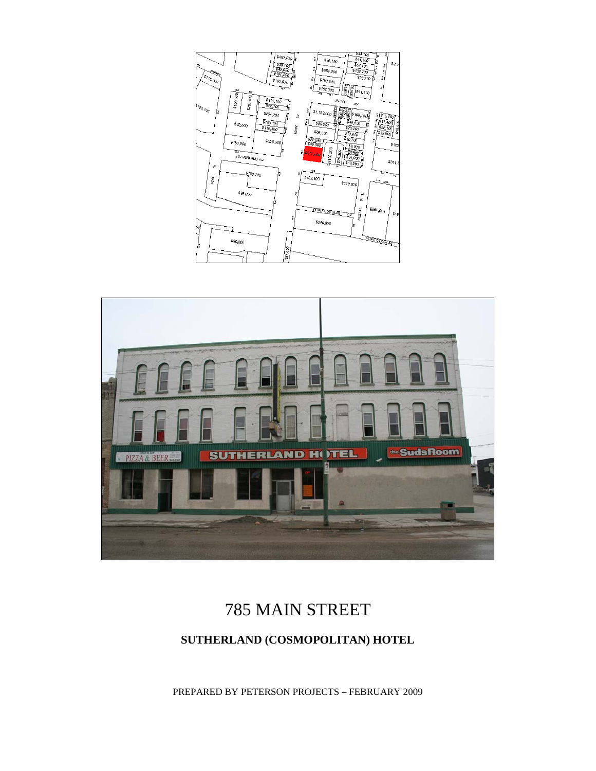# 785 MAIN STREET

## SUTHERLAND (COSMOPOLITAN) HOTEL

PREPARED BY PETERSON PROJECTS – FEBRUARY 2009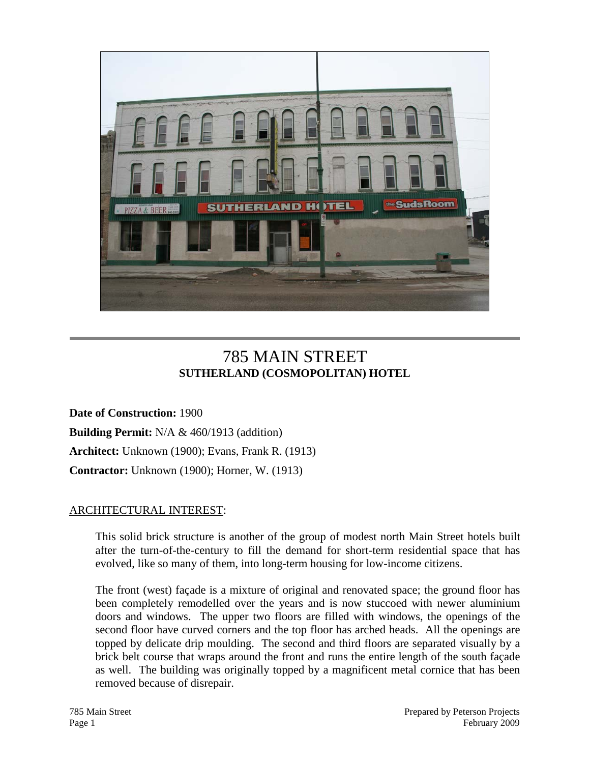# 785 MAIN STREET
## SUTHERLAND (COSMOPOLITAN) HOTEL

**Date of Construction:** 1900

**Building Permit:** N/A & 460/1913 (addition)

**Architect:** Unknown (1900); Evans, Frank R. (1913)

**Contractor:** Unknown (1900); Horner, W. (1913)

ARCHITECTURAL INTEREST:

This solid brick structure is another of the group of modest north Main Street hotels built after the turn-of-the-century to fill the demand for short-term residential space that has evolved, like so many of them, into long-term housing for low-income citizens.

The front (west) façade is a mixture of original and renovated space; the ground floor has been completely remodelled over the years and is now stuccoed with newer aluminium doors and windows. The upper two floors are filled with windows, the openings of the second floor have curved corners and the top floor has arched heads. All the openings are topped by delicate drip moulding. The second and third floors are separated visually by a brick belt course that wraps around the front and runs the entire length of the south façade as well. The building was originally topped by a magnificent metal cornice that has been removed because of disrepair.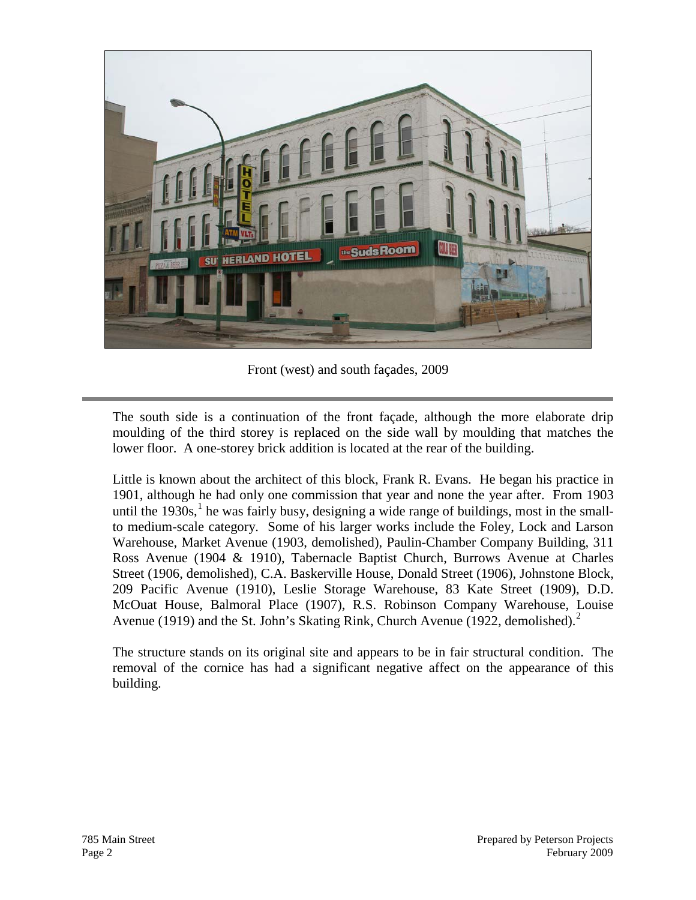Front (west) and south façades, 2009

The south side is a continuation of the front façade, although the more elaborate drip moulding of the third storey is replaced on the side wall by moulding that matches the lower floor. A one-storey brick addition is located at the rear of the building.

Little is known about the architect of this block, Frank R. Evans. He began his practice in 1901, although he had only one commission that year and none the year after. From 1903 until the 1930s,[1] he was fairly busy, designing a wide range of buildings, most in the small- to medium-scale category. Some of his larger works include the Foley, Lock and Larson Warehouse, Market Avenue (1903, demolished), Paulin-Chamber Company Building, 311 Ross Avenue (1904 & 1910), Tabernacle Baptist Church, Burrows Avenue at Charles Street (1906, demolished), C.A. Baskerville House, Donald Street (1906), Johnstone Block, 209 Pacific Avenue (1910), Leslie Storage Warehouse, 83 Kate Street (1909), D.D. McOuat House, Balmoral Place (1907), R.S. Robinson Company Warehouse, Louise Avenue (1919) and the St. John's Skating Rink, Church Avenue (1922, demolished).[2]

The structure stands on its original site and appears to be in fair structural condition. The removal of the cornice has had a significant negative affect on the appearance of this building.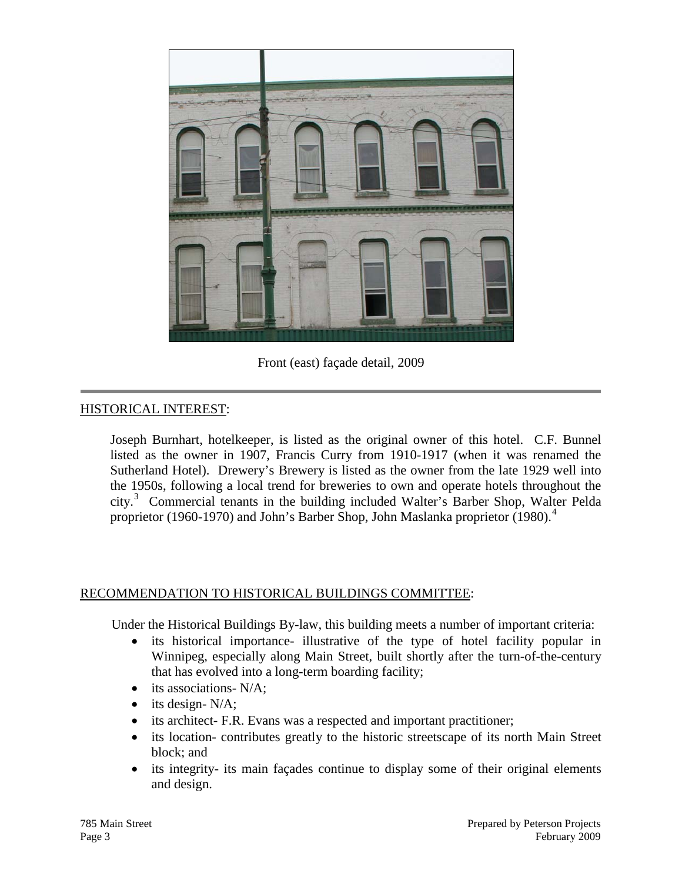Front (east) façade detail, 2009

## HISTORICAL INTEREST:

Joseph Burnhart, hotelkeeper, is listed as the original owner of this hotel. C.F. Bunnel listed as the owner in 1907, Francis Curry from 1910-1917 (when it was renamed the Sutherland Hotel). Drewery's Brewery is listed as the owner from the late 1929 well into the 1950s, following a local trend for breweries to own and operate hotels throughout the city.[3] Commercial tenants in the building included Walter's Barber Shop, Walter Pelda proprietor (1960-1970) and John's Barber Shop, John Maslanka proprietor (1980).[4]

## RECOMMENDATION TO HISTORICAL BUILDINGS COMMITTEE:

Under the Historical Buildings By-law, this building meets a number of important criteria:

- its historical importance- illustrative of the type of hotel facility popular in Winnipeg, especially along Main Street, built shortly after the turn-of-the-century that has evolved into a long-term boarding facility;
- its associations- N/A;
- its design- N/A;
- its architect- F.R. Evans was a respected and important practitioner;
- its location- contributes greatly to the historic streetscape of its north Main Street block; and
- its integrity- its main façades continue to display some of their original elements and design.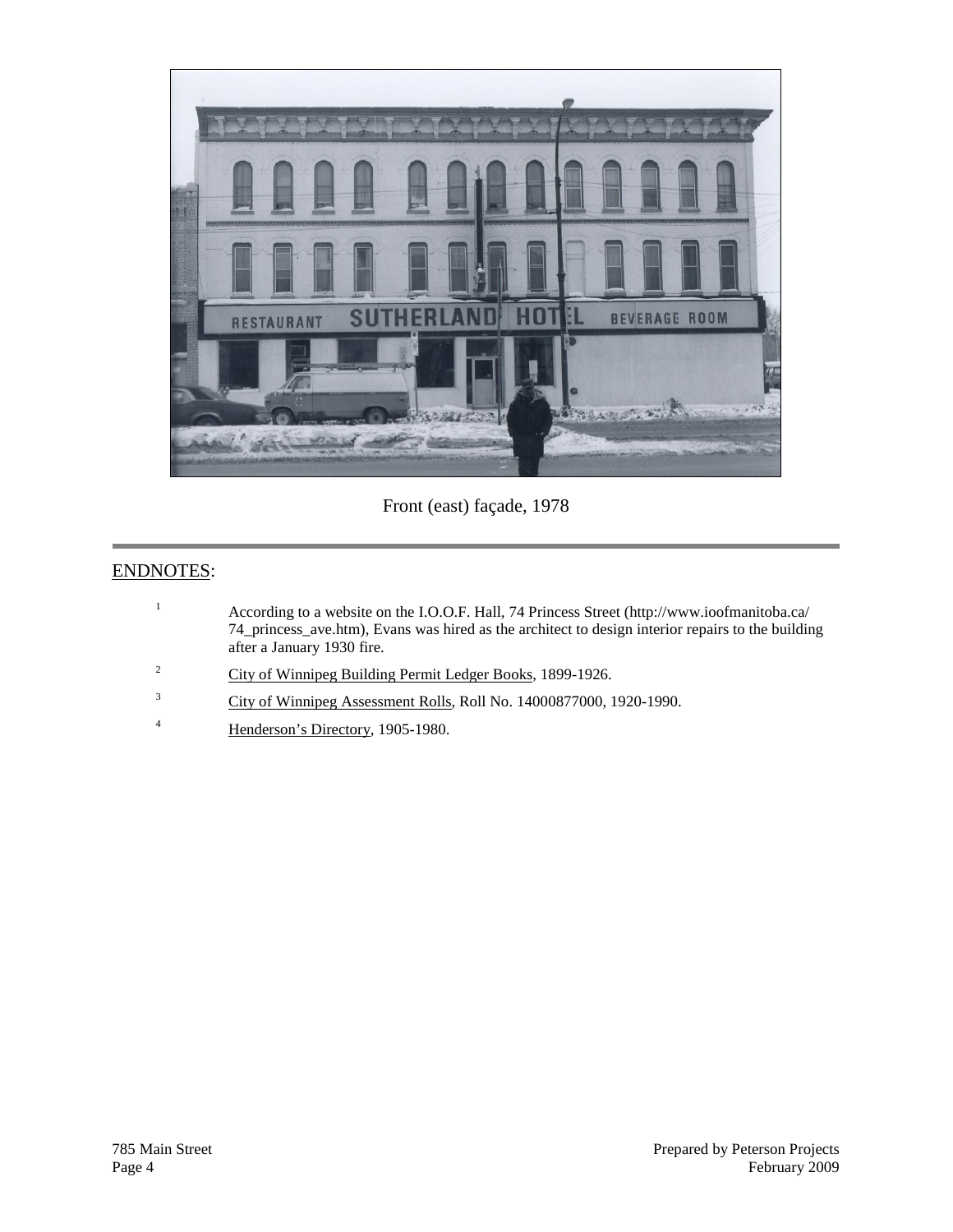Front (east) façade, 1978

---

ENDNOTES:

1. According to a website on the I.O.O.F. Hall, 74 Princess Street (http://www.ioofmanitoba.ca/74_princess_ave.htm), Evans was hired as the architect to design interior repairs to the building after a January 1930 fire.
2. City of Winnipeg Building Permit Ledger Books, 1899-1926.
3. City of Winnipeg Assessment Rolls, Roll No. 14000877000, 1920-1990.
4. Henderson's Directory, 1905-1980.